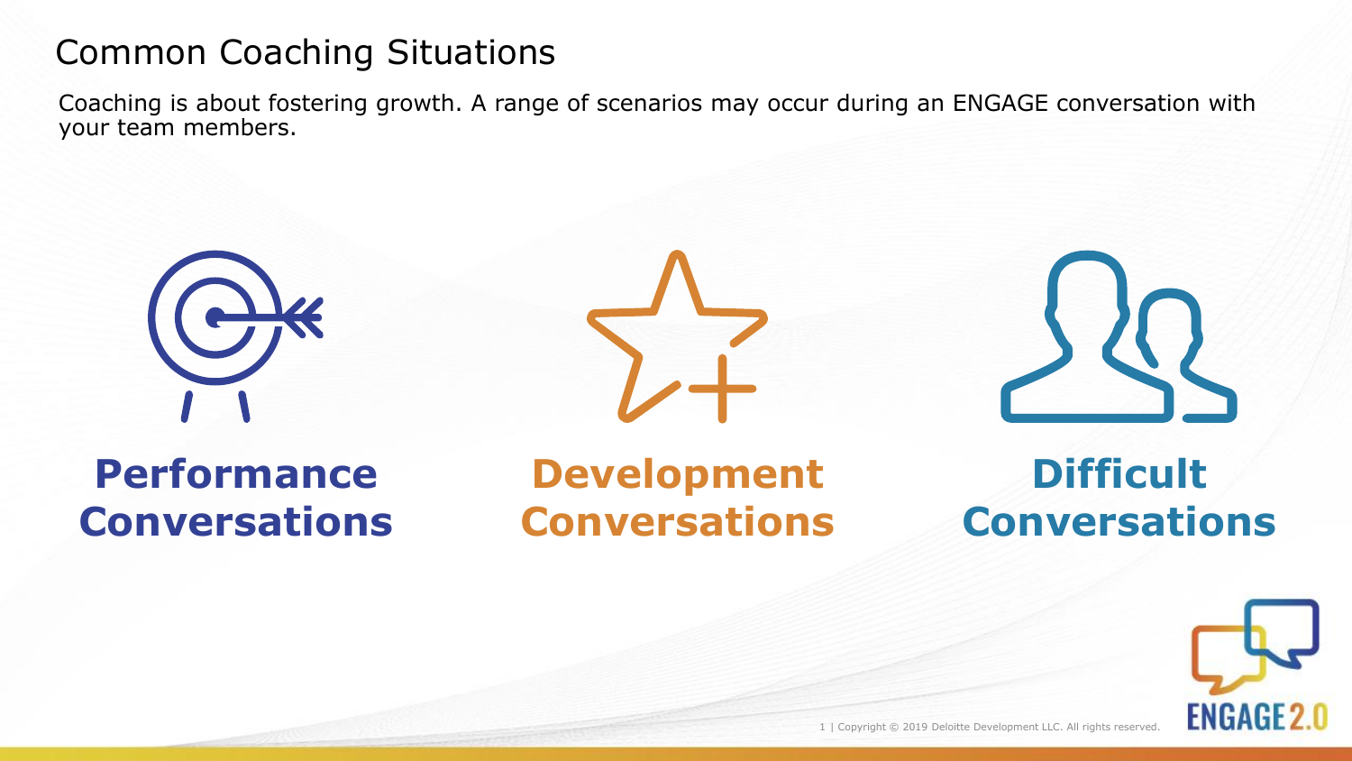# Common Coaching Situations

Coaching is about fostering growth. A range of scenarios may occur during an ENGAGE conversation with your team members.

**Performance Conversations**

**Development Conversations**

**Difficult Conversations**

Copyright © 2019 Deloitte Development LLC. All rights reserved.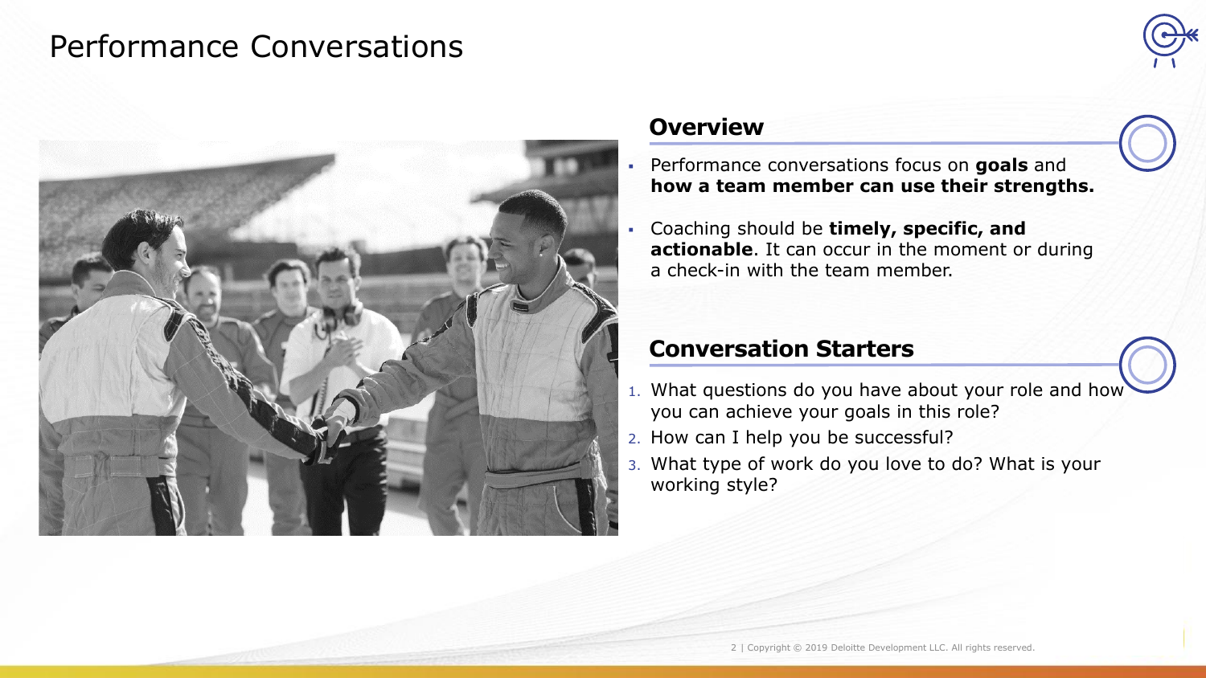# Performance Conversations

## Overview

- Performance conversations focus on **goals** and **how a team member can use their strengths.**
- Coaching should be **timely, specific, and actionable**. It can occur in the moment or during a check-in with the team member.

## Conversation Starters

1. What questions do you have about your role and how you can achieve your goals in this role?
2. How can I help you be successful?
3. What type of work do you love to do? What is your working style?

Copyright © 2019 Deloitte Development LLC. All rights reserved.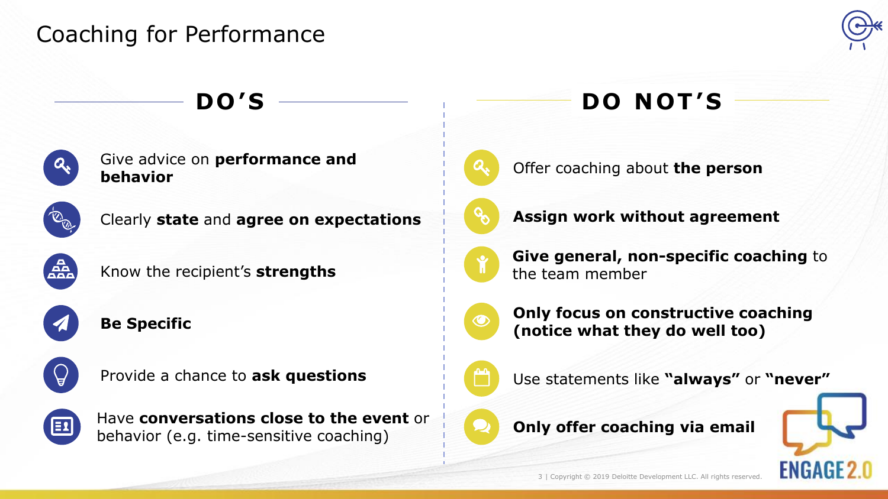# Coaching for Performance

## DO'S

- Give advice on **performance and behavior**
- Clearly **state** and **agree on expectations**
- Know the recipient's **strengths**
- **Be Specific**
- Provide a chance to **ask questions**
- Have **conversations close to the event** or behavior (e.g. time-sensitive coaching)

## DO NOT'S

- Offer coaching about **the person**
- **Assign work without agreement**
- **Give general, non-specific coaching** to the team member
- **Only focus on constructive coaching (notice what they do well too)**
- Use statements like **"always"** or **"never"**
- **Only offer coaching via email**

Copyright © 2019 Deloitte Development LLC. All rights reserved.

ENGAGE2.0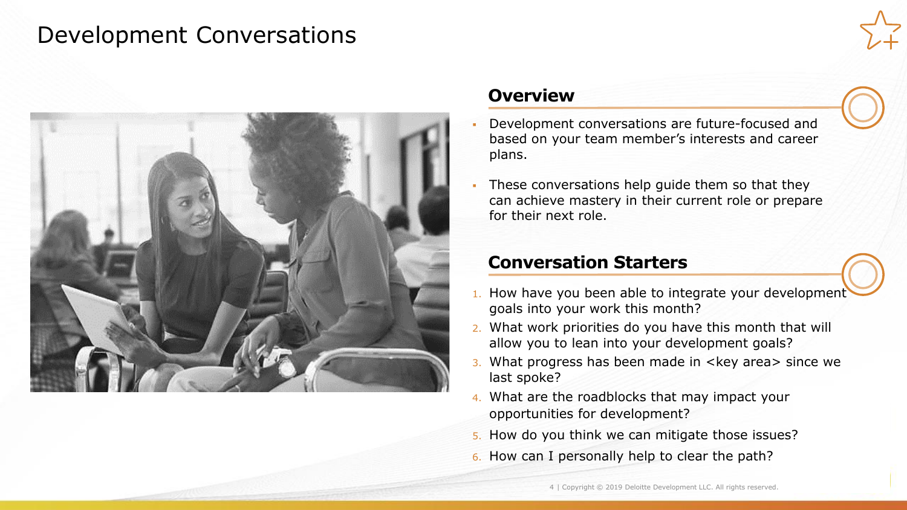# Development Conversations

## Overview

- Development conversations are future-focused and based on your team member's interests and career plans.
- These conversations help guide them so that they can achieve mastery in their current role or prepare for their next role.

## Conversation Starters

1. How have you been able to integrate your development goals into your work this month?
2. What work priorities do you have this month that will allow you to lean into your development goals?
3. What progress has been made in <key area> since we last spoke?
4. What are the roadblocks that may impact your opportunities for development?
5. How do you think we can mitigate those issues?
6. How can I personally help to clear the path?

Copyright © 2019 Deloitte Development LLC. All rights reserved.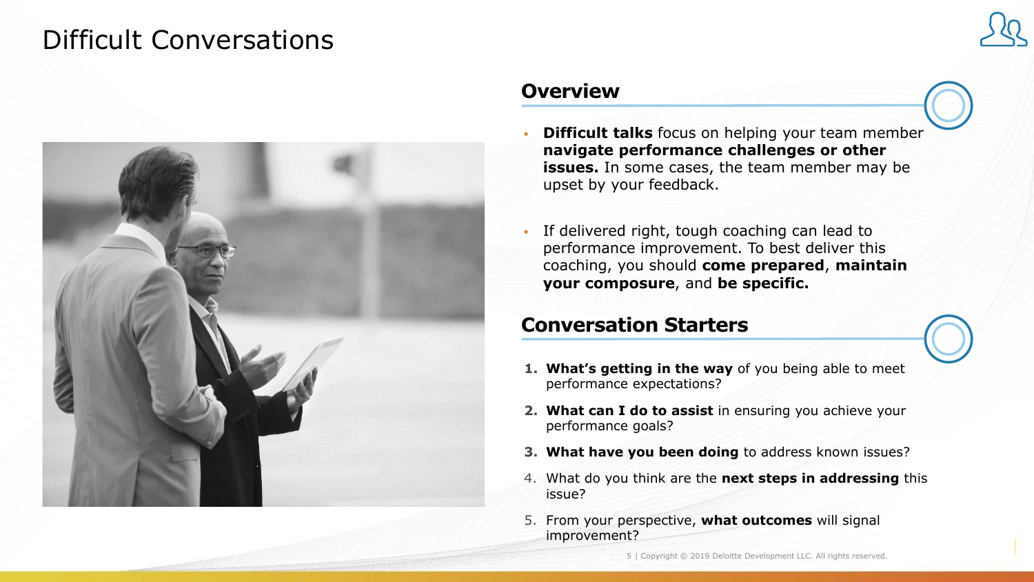# Difficult Conversations

## Overview

- **Difficult talks** focus on helping your team member **navigate performance challenges or other issues.** In some cases, the team member may be upset by your feedback.
- If delivered right, tough coaching can lead to performance improvement. To best deliver this coaching, you should **come prepared**, **maintain your composure**, and **be specific.**

## Conversation Starters

1. **What's getting in the way** of you being able to meet performance expectations?
2. **What can I do to assist** in ensuring you achieve your performance goals?
3. **What have you been doing** to address known issues?
4. What do you think are the **next steps in addressing** this issue?
5. From your perspective, **what outcomes** will signal improvement?

Copyright © 2019 Deloitte Development LLC. All rights reserved.